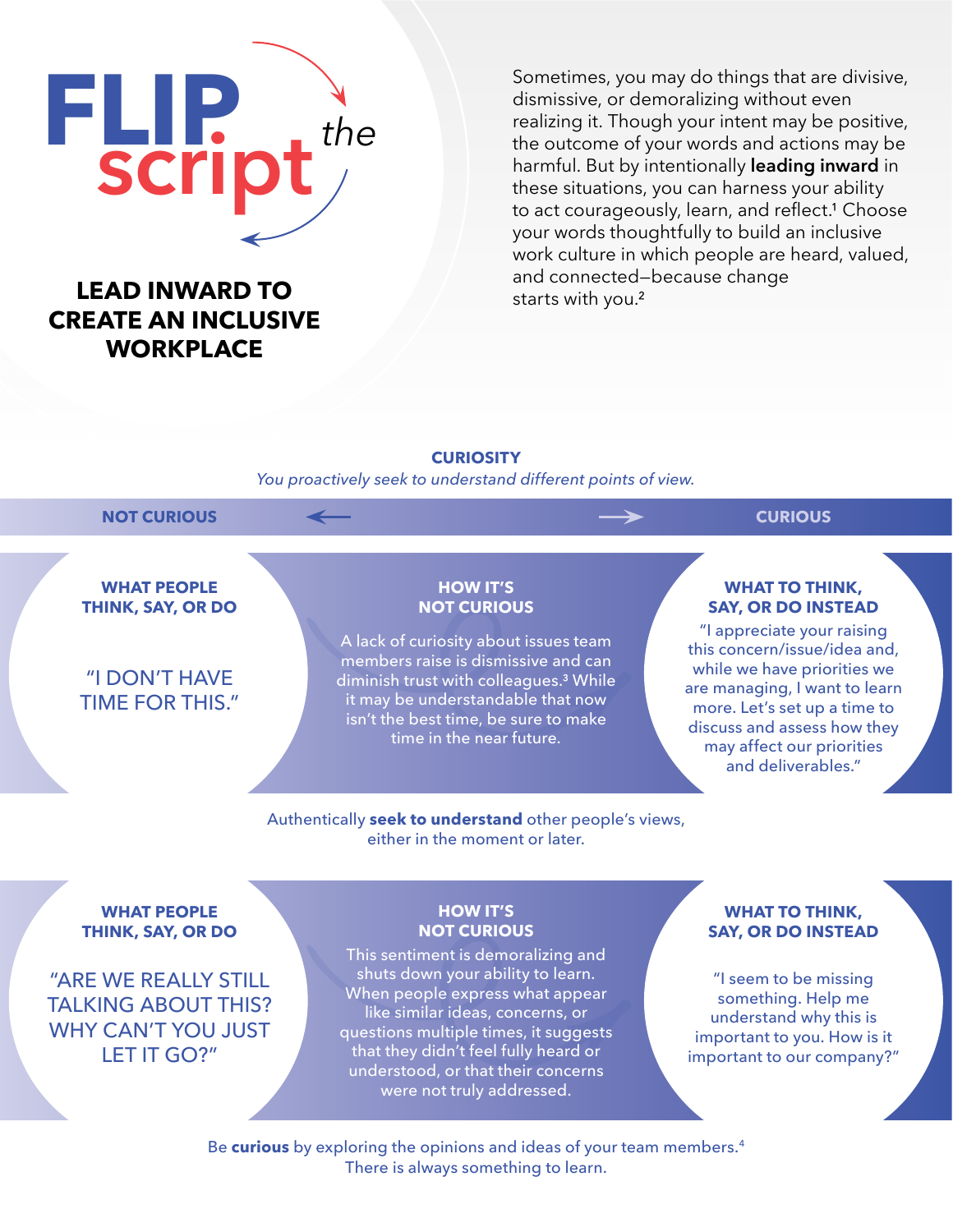# FLIP *the* script

## LEAD INWARD TO CREATE AN INCLUSIVE WORKPLACE

Sometimes, you may do things that are divisive, dismissive, or demoralizing without even realizing it. Though your intent may be positive, the outcome of your words and actions may be harmful. But by intentionally **leading inward** in these situations, you can harness your ability to act courageously, learn, and reflect.[1] Choose your words thoughtfully to build an inclusive work culture in which people are heard, valued, and connected—because change starts with you.[2]

## CURIOSITY

*You proactively seek to understand different points of view.*

**NOT CURIOUS** ← → **CURIOUS**

| WHAT PEOPLE THINK, SAY, OR DO | HOW IT'S NOT CURIOUS | WHAT TO THINK, SAY, OR DO INSTEAD |
|---|---|---|
| "I DON'T HAVE TIME FOR THIS." | A lack of curiosity about issues team members raise is dismissive and can diminish trust with colleagues.[3] While it may be understandable that now isn't the best time, be sure to make time in the near future. | "I appreciate your raising this concern/issue/idea and, while we have priorities we are managing, I want to learn more. Let's set up a time to discuss and assess how they may affect our priorities and deliverables." |

Authentically **seek to understand** other people's views, either in the moment or later.

| WHAT PEOPLE THINK, SAY, OR DO | HOW IT'S NOT CURIOUS | WHAT TO THINK, SAY, OR DO INSTEAD |
|---|---|---|
| "ARE WE REALLY STILL TALKING ABOUT THIS? WHY CAN'T YOU JUST LET IT GO?" | This sentiment is demoralizing and shuts down your ability to learn. When people express what appear like similar ideas, concerns, or questions multiple times, it suggests that they didn't feel fully heard or understood, or that their concerns were not truly addressed. | "I seem to be missing something. Help me understand why this is important to you. How is it important to our company?" |

Be **curious** by exploring the opinions and ideas of your team members.[4] There is always something to learn.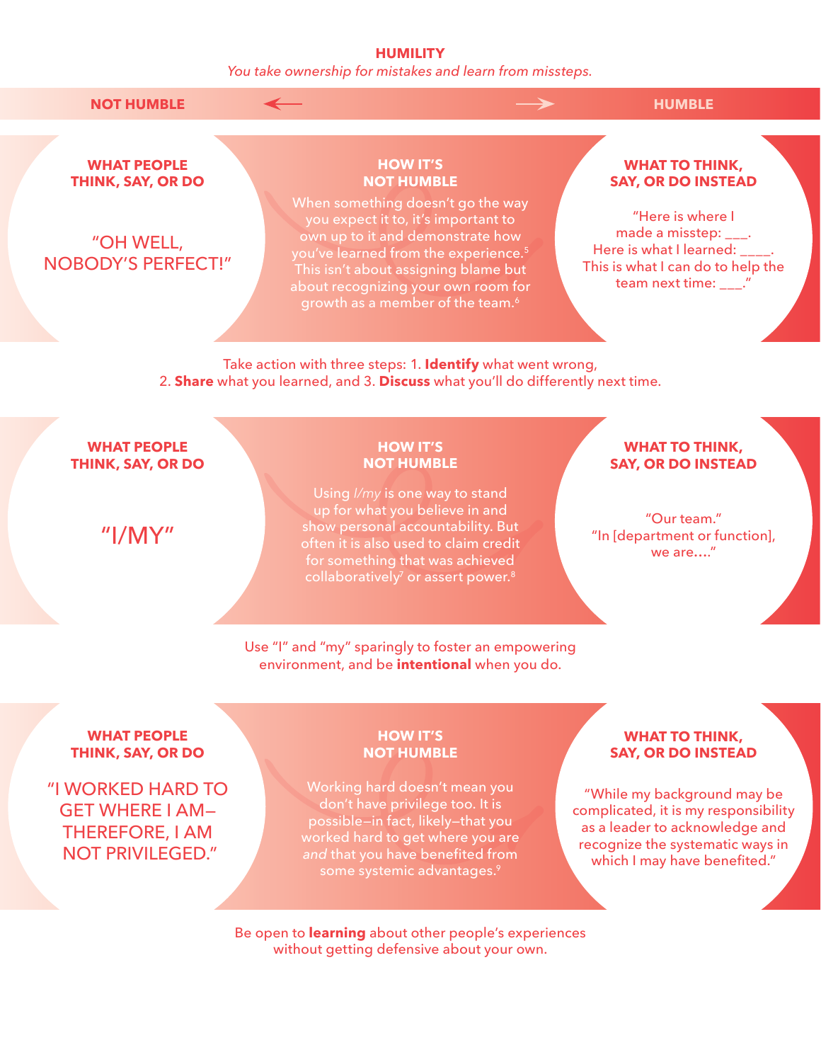## HUMILITY

*You take ownership for mistakes and learn from missteps.*

**NOT HUMBLE** ← → **HUMBLE**

| WHAT PEOPLE THINK, SAY, OR DO | HOW IT'S NOT HUMBLE | WHAT TO THINK, SAY, OR DO INSTEAD |
|---|---|---|
| "OH WELL, NOBODY'S PERFECT!" | When something doesn't go the way you expect it to, it's important to own up to it and demonstrate how you've learned from the experience.[5] This isn't about assigning blame but about recognizing your own room for growth as a member of the team.[6] | "Here is where I made a misstep: ___. Here is what I learned: ____. This is what I can do to help the team next time: ___." |

Take action with three steps: 1. **Identify** what went wrong, 2. **Share** what you learned, and 3. **Discuss** what you'll do differently next time.

| WHAT PEOPLE THINK, SAY, OR DO | HOW IT'S NOT HUMBLE | WHAT TO THINK, SAY, OR DO INSTEAD |
|---|---|---|
| "I/MY" | Using *I/my* is one way to stand up for what you believe in and show personal accountability. But often it is also used to claim credit for something that was achieved collaboratively[7] or assert power.[8] | "Our team." "In [department or function], we are…." |

Use "I" and "my" sparingly to foster an empowering environment, and be **intentional** when you do.

| WHAT PEOPLE THINK, SAY, OR DO | HOW IT'S NOT HUMBLE | WHAT TO THINK, SAY, OR DO INSTEAD |
|---|---|---|
| "I WORKED HARD TO GET WHERE I AM—THEREFORE, I AM NOT PRIVILEGED." | Working hard doesn't mean you don't have privilege too. It is possible—in fact, likely—that you worked hard to get where you are *and* that you have benefited from some systemic advantages.[9] | "While my background may be complicated, it is my responsibility as a leader to acknowledge and recognize the systematic ways in which I may have benefited." |

Be open to **learning** about other people's experiences without getting defensive about your own.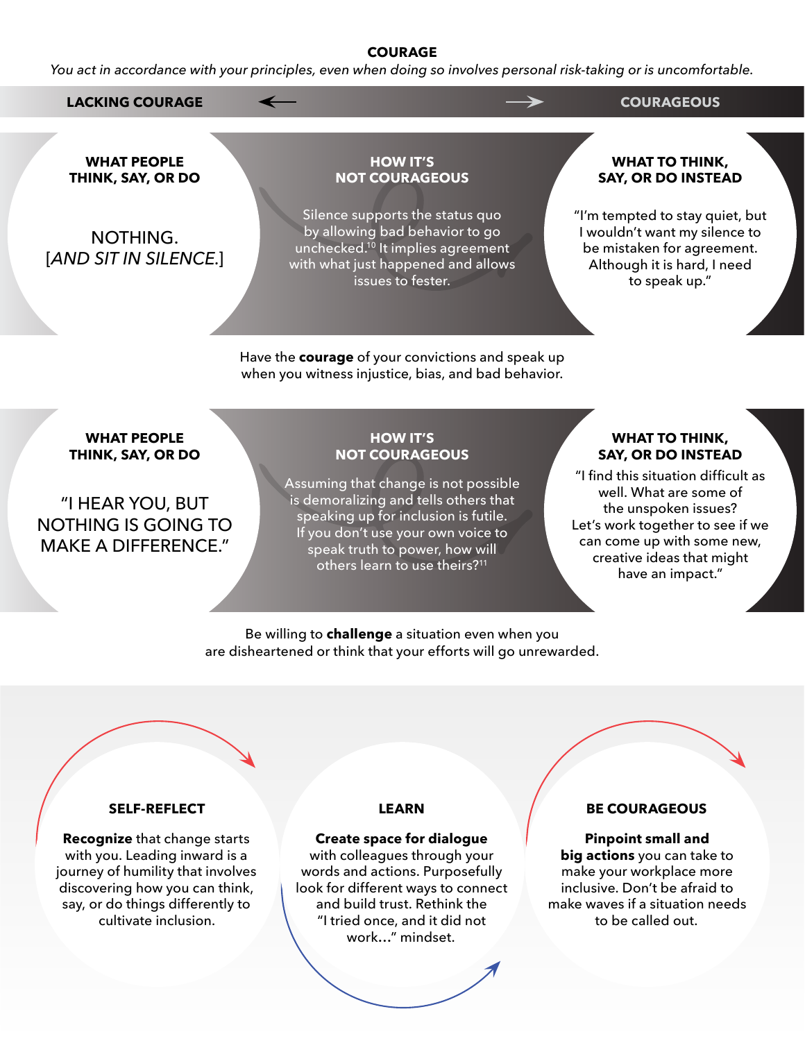## COURAGE

*You act in accordance with your principles, even when doing so involves personal risk-taking or is uncomfortable.*

**LACKING COURAGE** ← → **COURAGEOUS**

| WHAT PEOPLE THINK, SAY, OR DO | HOW IT'S NOT COURAGEOUS | WHAT TO THINK, SAY, OR DO INSTEAD |
|---|---|---|
| NOTHING. [*AND SIT IN SILENCE.*] | Silence supports the status quo by allowing bad behavior to go unchecked.[10] It implies agreement with what just happened and allows issues to fester. | "I'm tempted to stay quiet, but I wouldn't want my silence to be mistaken for agreement. Although it is hard, I need to speak up." |

Have the **courage** of your convictions and speak up when you witness injustice, bias, and bad behavior.

| WHAT PEOPLE THINK, SAY, OR DO | HOW IT'S NOT COURAGEOUS | WHAT TO THINK, SAY, OR DO INSTEAD |
|---|---|---|
| "I HEAR YOU, BUT NOTHING IS GOING TO MAKE A DIFFERENCE." | Assuming that change is not possible is demoralizing and tells others that speaking up for inclusion is futile. If you don't use your own voice to speak truth to power, how will others learn to use theirs?[11] | "I find this situation difficult as well. What are some of the unspoken issues? Let's work together to see if we can come up with some new, creative ideas that might have an impact." |

Be willing to **challenge** a situation even when you are disheartened or think that your efforts will go unrewarded.

### SELF-REFLECT

**Recognize** that change starts with you. Leading inward is a journey of humility that involves discovering how you can think, say, or do things differently to cultivate inclusion.

### LEARN

**Create space for dialogue** with colleagues through your words and actions. Purposefully look for different ways to connect and build trust. Rethink the "I tried once, and it did not work…" mindset.

### BE COURAGEOUS

**Pinpoint small and big actions** you can take to make your workplace more inclusive. Don't be afraid to make waves if a situation needs to be called out.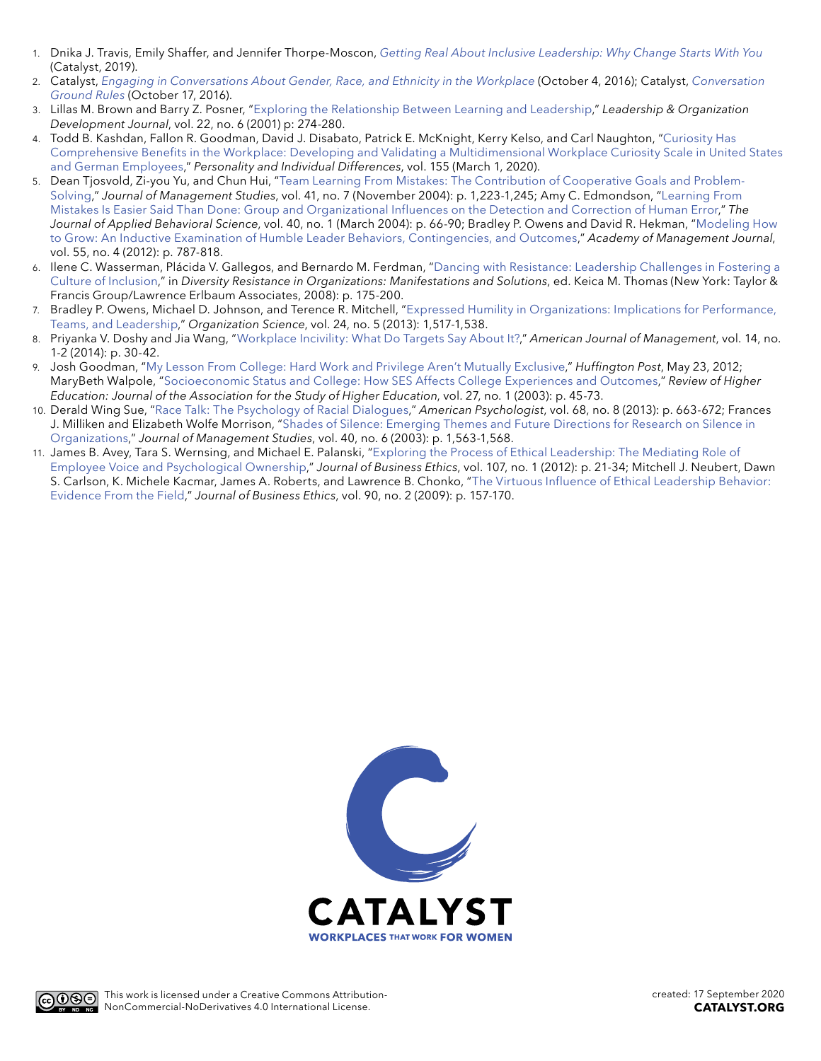1. Dnika J. Travis, Emily Shaffer, and Jennifer Thorpe-Moscon, *Getting Real About Inclusive Leadership: Why Change Starts With You* (Catalyst, 2019).
2. Catalyst, *Engaging in Conversations About Gender, Race, and Ethnicity in the Workplace* (October 4, 2016); Catalyst, *Conversation Ground Rules* (October 17, 2016).
3. Lillas M. Brown and Barry Z. Posner, "Exploring the Relationship Between Learning and Leadership," *Leadership & Organization Development Journal*, vol. 22, no. 6 (2001) p: 274-280.
4. Todd B. Kashdan, Fallon R. Goodman, David J. Disabato, Patrick E. McKnight, Kerry Kelso, and Carl Naughton, "Curiosity Has Comprehensive Benefits in the Workplace: Developing and Validating a Multidimensional Workplace Curiosity Scale in United States and German Employees," *Personality and Individual Differences*, vol. 155 (March 1, 2020).
5. Dean Tjosvold, Zi-you Yu, and Chun Hui, "Team Learning From Mistakes: The Contribution of Cooperative Goals and Problem-Solving," *Journal of Management Studies*, vol. 41, no. 7 (November 2004): p. 1,223-1,245; Amy C. Edmondson, "Learning From Mistakes Is Easier Said Than Done: Group and Organizational Influences on the Detection and Correction of Human Error," *The Journal of Applied Behavioral Science*, vol. 40, no. 1 (March 2004): p. 66-90; Bradley P. Owens and David R. Hekman, "Modeling How to Grow: An Inductive Examination of Humble Leader Behaviors, Contingencies, and Outcomes," *Academy of Management Journal*, vol. 55, no. 4 (2012): p. 787-818.
6. Ilene C. Wasserman, Plácida V. Gallegos, and Bernardo M. Ferdman, "Dancing with Resistance: Leadership Challenges in Fostering a Culture of Inclusion," in *Diversity Resistance in Organizations: Manifestations and Solutions*, ed. Keica M. Thomas (New York: Taylor & Francis Group/Lawrence Erlbaum Associates, 2008): p. 175-200.
7. Bradley P. Owens, Michael D. Johnson, and Terence R. Mitchell, "Expressed Humility in Organizations: Implications for Performance, Teams, and Leadership," *Organization Science*, vol. 24, no. 5 (2013): 1,517-1,538.
8. Priyanka V. Doshy and Jia Wang, "Workplace Incivility: What Do Targets Say About It?," *American Journal of Management*, vol. 14, no. 1-2 (2014): p. 30-42.
9. Josh Goodman, "My Lesson From College: Hard Work and Privilege Aren't Mutually Exclusive," *Huffington Post*, May 23, 2012; MaryBeth Walpole, "Socioeconomic Status and College: How SES Affects College Experiences and Outcomes," *Review of Higher Education: Journal of the Association for the Study of Higher Education*, vol. 27, no. 1 (2003): p. 45-73.
10. Derald Wing Sue, "Race Talk: The Psychology of Racial Dialogues," *American Psychologist*, vol. 68, no. 8 (2013): p. 663-672; Frances J. Milliken and Elizabeth Wolfe Morrison, "Shades of Silence: Emerging Themes and Future Directions for Research on Silence in Organizations," *Journal of Management Studies*, vol. 40, no. 6 (2003): p. 1,563-1,568.
11. James B. Avey, Tara S. Wernsing, and Michael E. Palanski, "Exploring the Process of Ethical Leadership: The Mediating Role of Employee Voice and Psychological Ownership," *Journal of Business Ethics*, vol. 107, no. 1 (2012): p. 21-34; Mitchell J. Neubert, Dawn S. Carlson, K. Michele Kacmar, James A. Roberts, and Lawrence B. Chonko, "The Virtuous Influence of Ethical Leadership Behavior: Evidence From the Field," *Journal of Business Ethics*, vol. 90, no. 2 (2009): p. 157-170.

**CATALYST**
**WORKPLACES THAT WORK FOR WOMEN**

This work is licensed under a Creative Commons Attribution-NonCommercial-NoDerivatives 4.0 International License.

created: 17 September 2020
**CATALYST.ORG**